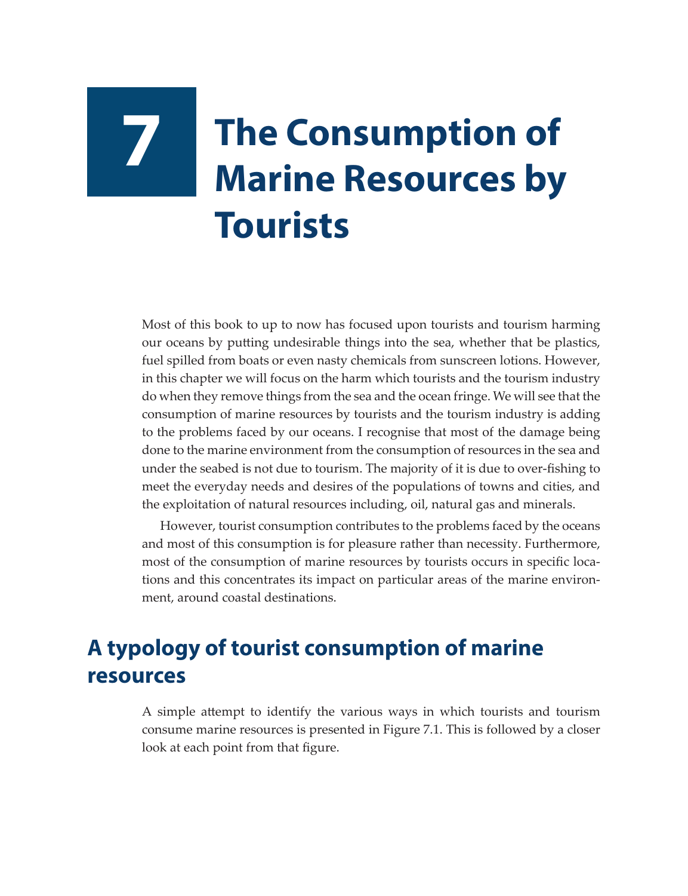# 7 The Consumption of Marine Resources by Tourists

Most of this book to up to now has focused upon tourists and tourism harming our oceans by putting undesirable things into the sea, whether that be plastics, fuel spilled from boats or even nasty chemicals from sunscreen lotions. However, in this chapter we will focus on the harm which tourists and the tourism industry do when they remove things from the sea and the ocean fringe. We will see that the consumption of marine resources by tourists and the tourism industry is adding to the problems faced by our oceans. I recognise that most of the damage being done to the marine environment from the consumption of resources in the sea and under the seabed is not due to tourism. The majority of it is due to over-fishing to meet the everyday needs and desires of the populations of towns and cities, and the exploitation of natural resources including, oil, natural gas and minerals.

However, tourist consumption contributes to the problems faced by the oceans and most of this consumption is for pleasure rather than necessity. Furthermore, most of the consumption of marine resources by tourists occurs in specific locations and this concentrates its impact on particular areas of the marine environment, around coastal destinations.

## A typology of tourist consumption of marine resources

A simple attempt to identify the various ways in which tourists and tourism consume marine resources is presented in Figure 7.1. This is followed by a closer look at each point from that figure.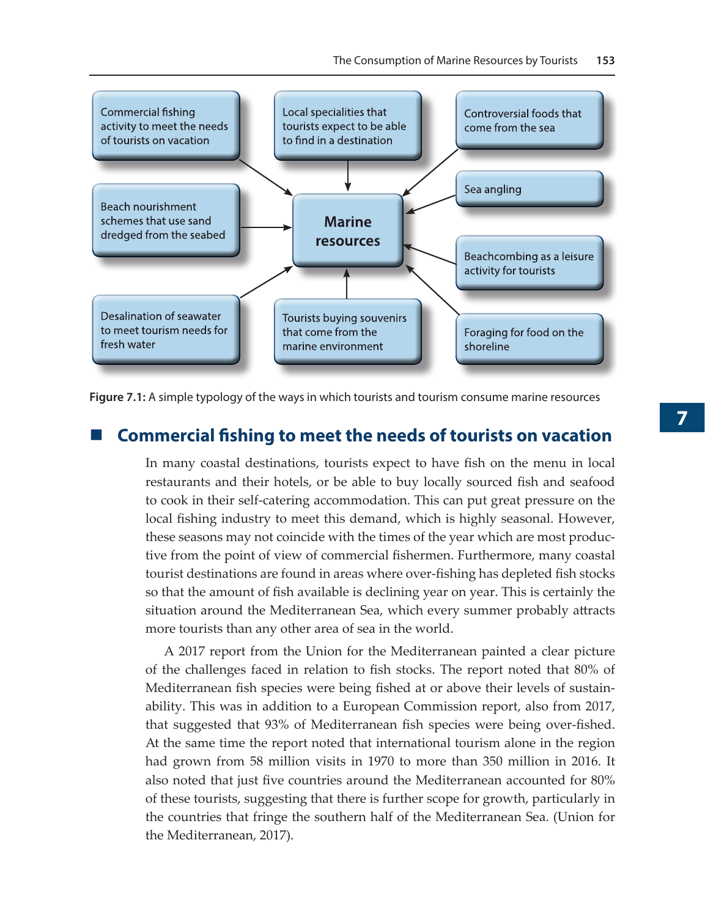**Marine resources**

- Commercial fishing activity to meet the needs of tourists on vacation
- Local specialities that tourists expect to be able to find in a destination
- Controversial foods that come from the sea
- Sea angling
- Beach nourishment schemes that use sand dredged from the seabed
- Beachcombing as a leisure activity for tourists
- Desalination of seawater to meet tourism needs for fresh water
- Tourists buying souvenirs that come from the marine environment
- Foraging for food on the shoreline

**Figure 7.1:** A simple typology of the ways in which tourists and tourism consume marine resources

## Commercial fishing to meet the needs of tourists on vacation

In many coastal destinations, tourists expect to have fish on the menu in local restaurants and their hotels, or be able to buy locally sourced fish and seafood to cook in their self-catering accommodation. This can put great pressure on the local fishing industry to meet this demand, which is highly seasonal. However, these seasons may not coincide with the times of the year which are most productive from the point of view of commercial fishermen. Furthermore, many coastal tourist destinations are found in areas where over-fishing has depleted fish stocks so that the amount of fish available is declining year on year. This is certainly the situation around the Mediterranean Sea, which every summer probably attracts more tourists than any other area of sea in the world.

A 2017 report from the Union for the Mediterranean painted a clear picture of the challenges faced in relation to fish stocks. The report noted that 80% of Mediterranean fish species were being fished at or above their levels of sustainability. This was in addition to a European Commission report, also from 2017, that suggested that 93% of Mediterranean fish species were being over-fished. At the same time the report noted that international tourism alone in the region had grown from 58 million visits in 1970 to more than 350 million in 2016. It also noted that just five countries around the Mediterranean accounted for 80% of these tourists, suggesting that there is further scope for growth, particularly in the countries that fringe the southern half of the Mediterranean Sea. (Union for the Mediterranean, 2017).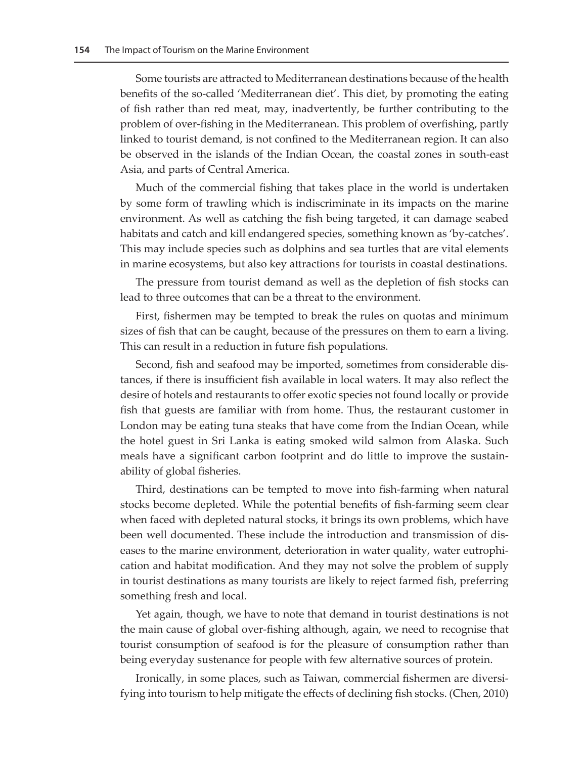Some tourists are attracted to Mediterranean destinations because of the health benefits of the so-called 'Mediterranean diet'. This diet, by promoting the eating of fish rather than red meat, may, inadvertently, be further contributing to the problem of over-fishing in the Mediterranean. This problem of overfishing, partly linked to tourist demand, is not confined to the Mediterranean region. It can also be observed in the islands of the Indian Ocean, the coastal zones in south-east Asia, and parts of Central America.

Much of the commercial fishing that takes place in the world is undertaken by some form of trawling which is indiscriminate in its impacts on the marine environment. As well as catching the fish being targeted, it can damage seabed habitats and catch and kill endangered species, something known as 'by-catches'. This may include species such as dolphins and sea turtles that are vital elements in marine ecosystems, but also key attractions for tourists in coastal destinations.

The pressure from tourist demand as well as the depletion of fish stocks can lead to three outcomes that can be a threat to the environment.

First, fishermen may be tempted to break the rules on quotas and minimum sizes of fish that can be caught, because of the pressures on them to earn a living. This can result in a reduction in future fish populations.

Second, fish and seafood may be imported, sometimes from considerable distances, if there is insufficient fish available in local waters. It may also reflect the desire of hotels and restaurants to offer exotic species not found locally or provide fish that guests are familiar with from home. Thus, the restaurant customer in London may be eating tuna steaks that have come from the Indian Ocean, while the hotel guest in Sri Lanka is eating smoked wild salmon from Alaska. Such meals have a significant carbon footprint and do little to improve the sustainability of global fisheries.

Third, destinations can be tempted to move into fish-farming when natural stocks become depleted. While the potential benefits of fish-farming seem clear when faced with depleted natural stocks, it brings its own problems, which have been well documented. These include the introduction and transmission of diseases to the marine environment, deterioration in water quality, water eutrophication and habitat modification. And they may not solve the problem of supply in tourist destinations as many tourists are likely to reject farmed fish, preferring something fresh and local.

Yet again, though, we have to note that demand in tourist destinations is not the main cause of global over-fishing although, again, we need to recognise that tourist consumption of seafood is for the pleasure of consumption rather than being everyday sustenance for people with few alternative sources of protein.

Ironically, in some places, such as Taiwan, commercial fishermen are diversifying into tourism to help mitigate the effects of declining fish stocks. (Chen, 2010)